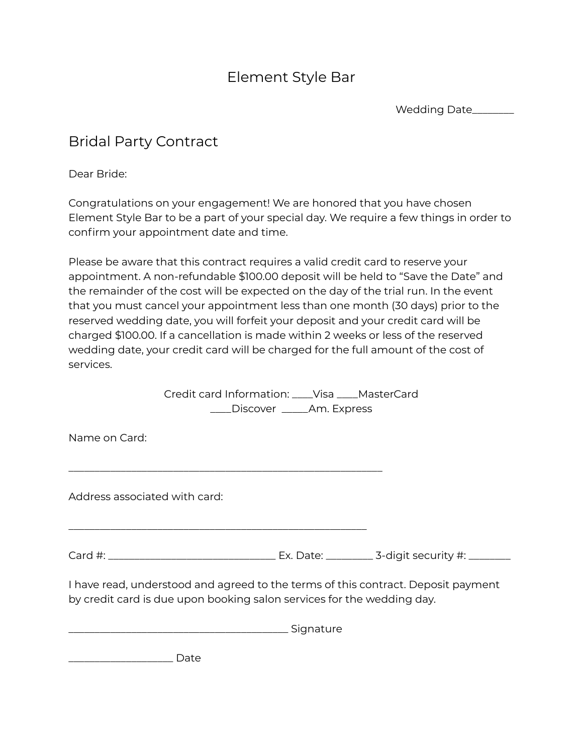# Element Style Bar

Wedding Date________

## Bridal Party Contract

Dear Bride:

Congratulations on your engagement! We are honored that you have chosen Element Style Bar to be a part of your special day. We require a few things in order to confirm your appointment date and time.

Please be aware that this contract requires a valid credit card to reserve your appointment. A non-refundable $100.00 deposit will be held to "Save the Date" and the remainder of the cost will be expected on the day of the trial run. In the event that you must cancel your appointment less than one month (30 days) prior to the reserved wedding date, you will forfeit your deposit and your credit card will be charged $100.00. If a cancellation is made within 2 weeks or less of the reserved wedding date, your credit card will be charged for the full amount of the cost of services.

Credit card Information: ____Visa ____MasterCard
____Discover _____Am. Express

Name on Card:

_______________________________________________________________

Address associated with card:

____________________________________________________________

Card #: _________________________________ Ex. Date: _________ 3-digit security #: ________

I have read, understood and agreed to the terms of this contract. Deposit payment by credit card is due upon booking salon services for the wedding day.

___________________________________________ Signature

_____________________ Date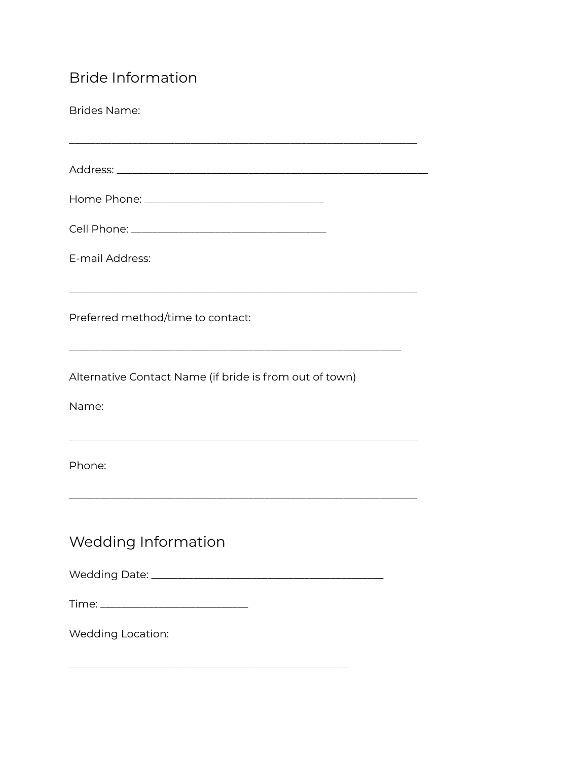## Bride Information

Brides Name:

_______________________________________________________________

Address: ________________________________________________________

Home Phone: ________________________________

Cell Phone: __________________________________

E-mail Address:

_______________________________________________________________

Preferred method/time to contact:

____________________________________________________________

Alternative Contact Name (if bride is from out of town)

Name:

_______________________________________________________________

Phone:

_______________________________________________________________

## Wedding Information

Wedding Date: __________________________________________

Time: ___________________________

Wedding Location:

___________________________________________________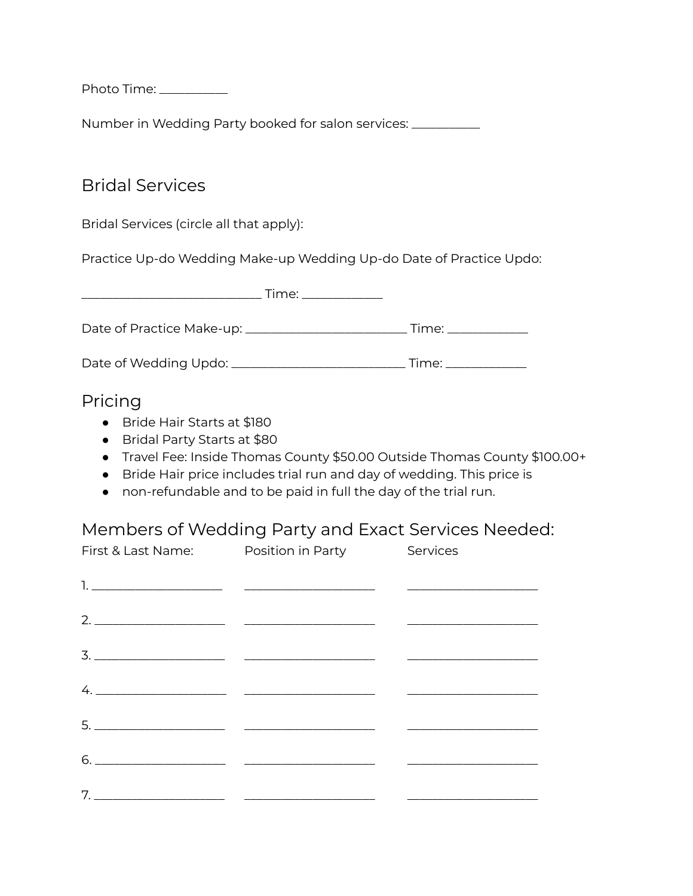Photo Time: ___________

Number in Wedding Party booked for salon services: ___________

## Bridal Services

Bridal Services (circle all that apply):

Practice Up-do Wedding Make-up Wedding Up-do Date of Practice Updo:

____________________________ Time: _____________

Date of Practice Make-up: _________________________ Time: _____________

Date of Wedding Updo: ___________________________ Time: _____________

## Pricing

- Bride Hair Starts at $180
- Bridal Party Starts at $80
- Travel Fee: Inside Thomas County $50.00 Outside Thomas County $100.00+
- Bride Hair price includes trial run and day of wedding. This price is
- non-refundable and to be paid in full the day of the trial run.

## Members of Wedding Party and Exact Services Needed:

| First & Last Name: | Position in Party | Services |
|---|---|---|
| 1. ____________________ | ____________________ | ____________________ |
| 2. ____________________ | ____________________ | ____________________ |
| 3. ____________________ | ____________________ | ____________________ |
| 4. ____________________ | ____________________ | ____________________ |
| 5. ____________________ | ____________________ | ____________________ |
| 6. ____________________ | ____________________ | ____________________ |
| 7. ____________________ | ____________________ | ____________________ |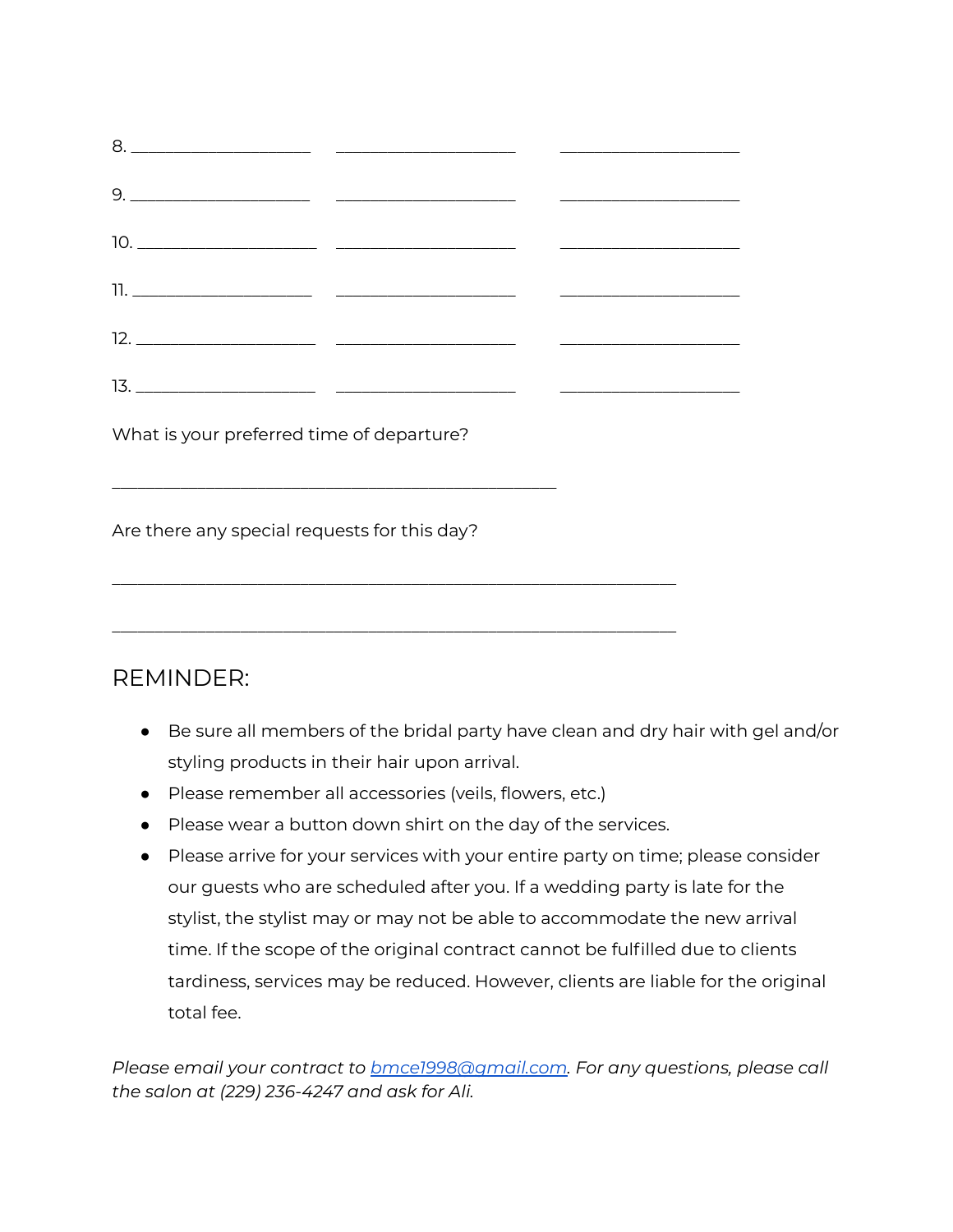8. ____________________ ____________________ ____________________

9. ____________________ ____________________ ____________________

10. ____________________ ____________________ ____________________

11. ____________________ ____________________ ____________________

12. ____________________ ____________________ ____________________

13. ____________________ ____________________ ____________________

What is your preferred time of departure?

__________________________________________________

Are there any special requests for this day?

_______________________________________________________________

_______________________________________________________________

## REMINDER:

- Be sure all members of the bridal party have clean and dry hair with gel and/or styling products in their hair upon arrival.
- Please remember all accessories (veils, flowers, etc.)
- Please wear a button down shirt on the day of the services.
- Please arrive for your services with your entire party on time; please consider our guests who are scheduled after you. If a wedding party is late for the stylist, the stylist may or may not be able to accommodate the new arrival time. If the scope of the original contract cannot be fulfilled due to clients tardiness, services may be reduced. However, clients are liable for the original total fee.

*Please email your contract to [bmce1998@gmail.com](mailto:bmce1998@gmail.com). For any questions, please call the salon at (229) 236-4247 and ask for Ali.*